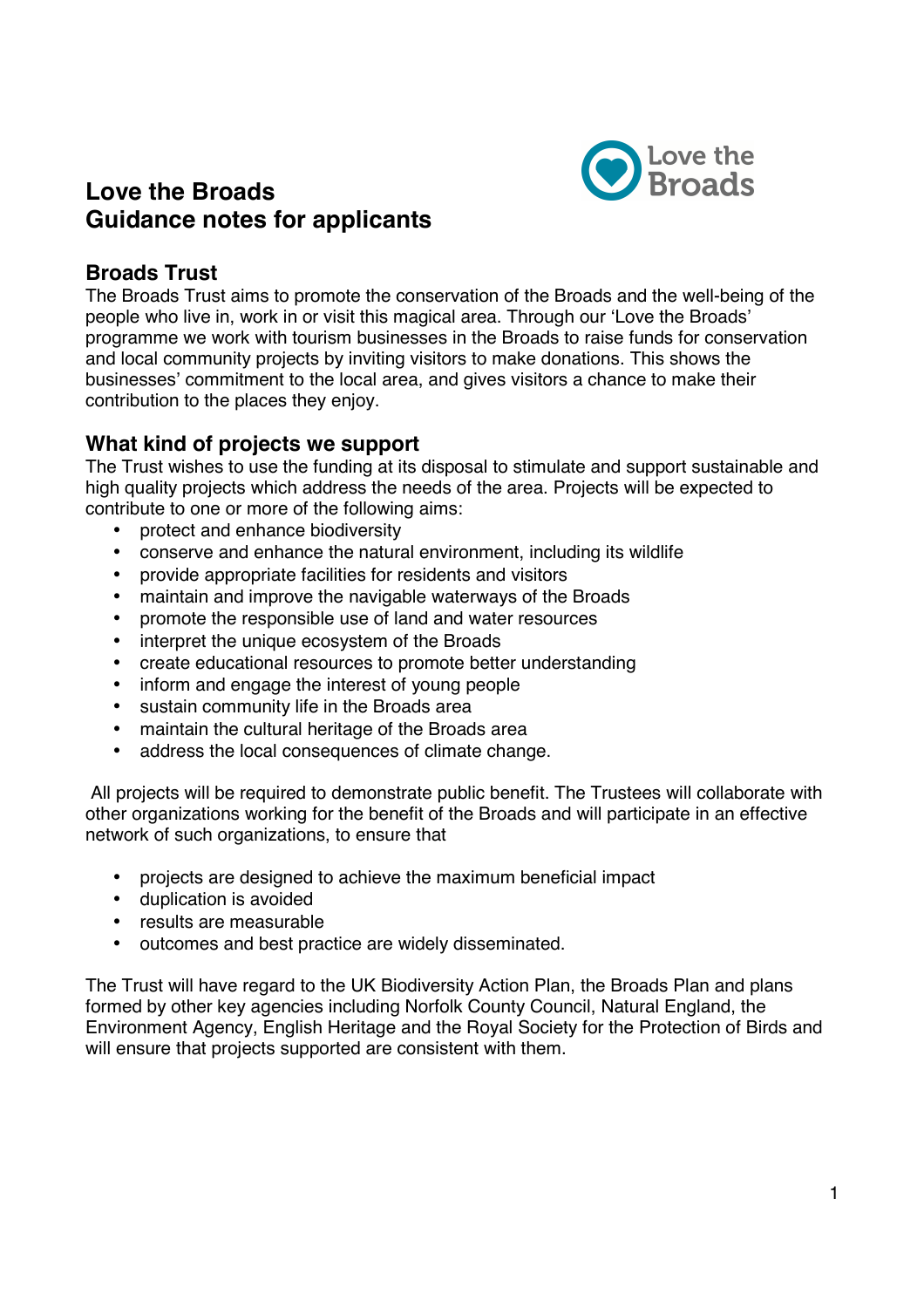# Love the Broads
# Guidance notes for applicants

## Broads Trust

The Broads Trust aims to promote the conservation of the Broads and the well-being of the people who live in, work in or visit this magical area. Through our 'Love the Broads' programme we work with tourism businesses in the Broads to raise funds for conservation and local community projects by inviting visitors to make donations. This shows the businesses' commitment to the local area, and gives visitors a chance to make their contribution to the places they enjoy.

## What kind of projects we support

The Trust wishes to use the funding at its disposal to stimulate and support sustainable and high quality projects which address the needs of the area. Projects will be expected to contribute to one or more of the following aims:

- protect and enhance biodiversity
- conserve and enhance the natural environment, including its wildlife
- provide appropriate facilities for residents and visitors
- maintain and improve the navigable waterways of the Broads
- promote the responsible use of land and water resources
- interpret the unique ecosystem of the Broads
- create educational resources to promote better understanding
- inform and engage the interest of young people
- sustain community life in the Broads area
- maintain the cultural heritage of the Broads area
- address the local consequences of climate change.

All projects will be required to demonstrate public benefit. The Trustees will collaborate with other organizations working for the benefit of the Broads and will participate in an effective network of such organizations, to ensure that

- projects are designed to achieve the maximum beneficial impact
- duplication is avoided
- results are measurable
- outcomes and best practice are widely disseminated.

The Trust will have regard to the UK Biodiversity Action Plan, the Broads Plan and plans formed by other key agencies including Norfolk County Council, Natural England, the Environment Agency, English Heritage and the Royal Society for the Protection of Birds and will ensure that projects supported are consistent with them.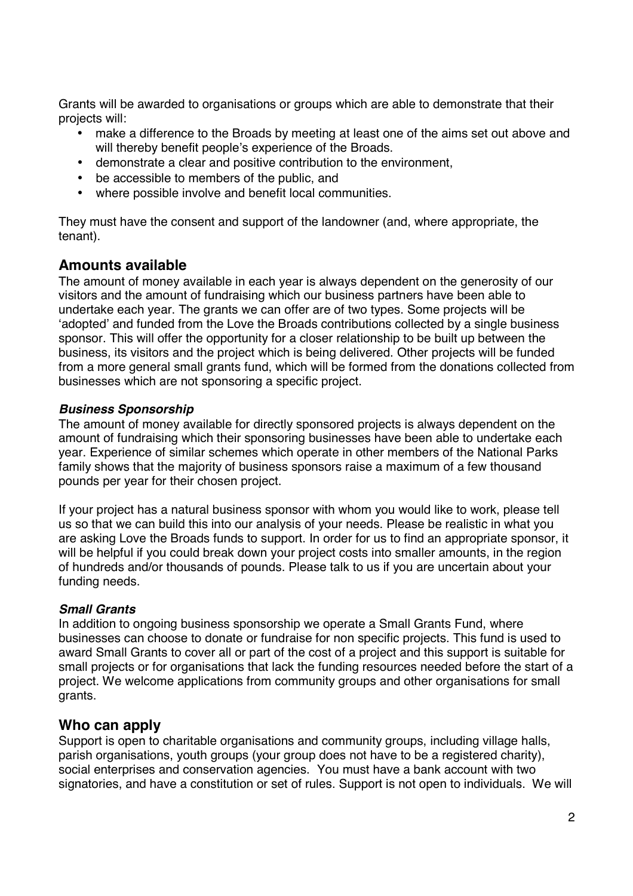Grants will be awarded to organisations or groups which are able to demonstrate that their projects will:

- make a difference to the Broads by meeting at least one of the aims set out above and will thereby benefit people's experience of the Broads.
- demonstrate a clear and positive contribution to the environment,
- be accessible to members of the public, and
- where possible involve and benefit local communities.

They must have the consent and support of the landowner (and, where appropriate, the tenant).

## Amounts available

The amount of money available in each year is always dependent on the generosity of our visitors and the amount of fundraising which our business partners have been able to undertake each year. The grants we can offer are of two types. Some projects will be 'adopted' and funded from the Love the Broads contributions collected by a single business sponsor. This will offer the opportunity for a closer relationship to be built up between the business, its visitors and the project which is being delivered. Other projects will be funded from a more general small grants fund, which will be formed from the donations collected from businesses which are not sponsoring a specific project.

### *Business Sponsorship*

The amount of money available for directly sponsored projects is always dependent on the amount of fundraising which their sponsoring businesses have been able to undertake each year. Experience of similar schemes which operate in other members of the National Parks family shows that the majority of business sponsors raise a maximum of a few thousand pounds per year for their chosen project.

If your project has a natural business sponsor with whom you would like to work, please tell us so that we can build this into our analysis of your needs. Please be realistic in what you are asking Love the Broads funds to support. In order for us to find an appropriate sponsor, it will be helpful if you could break down your project costs into smaller amounts, in the region of hundreds and/or thousands of pounds. Please talk to us if you are uncertain about your funding needs.

### *Small Grants*

In addition to ongoing business sponsorship we operate a Small Grants Fund, where businesses can choose to donate or fundraise for non specific projects. This fund is used to award Small Grants to cover all or part of the cost of a project and this support is suitable for small projects or for organisations that lack the funding resources needed before the start of a project. We welcome applications from community groups and other organisations for small grants.

## Who can apply

Support is open to charitable organisations and community groups, including village halls, parish organisations, youth groups (your group does not have to be a registered charity), social enterprises and conservation agencies. You must have a bank account with two signatories, and have a constitution or set of rules. Support is not open to individuals. We will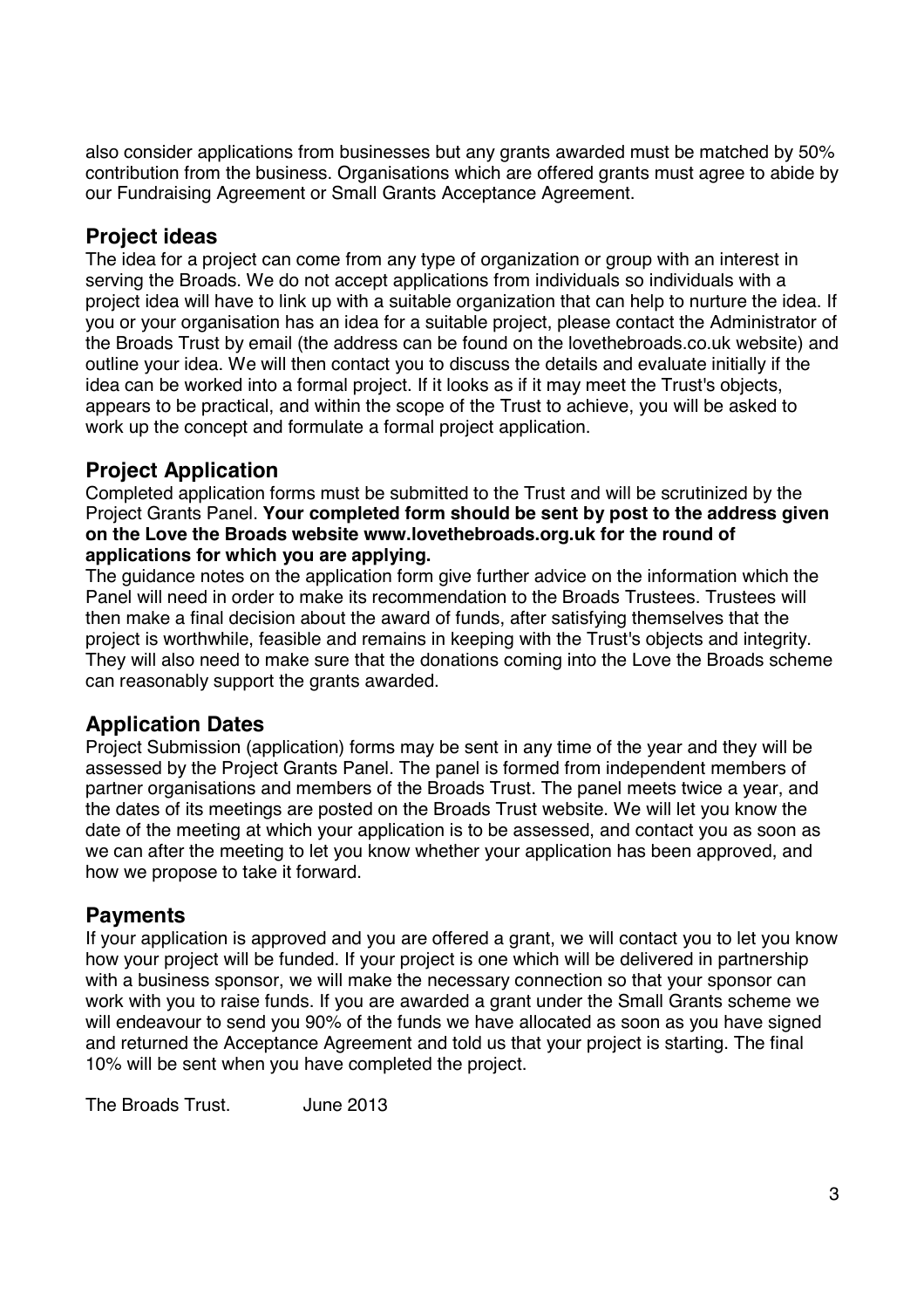also consider applications from businesses but any grants awarded must be matched by 50% contribution from the business. Organisations which are offered grants must agree to abide by our Fundraising Agreement or Small Grants Acceptance Agreement.

## Project ideas

The idea for a project can come from any type of organization or group with an interest in serving the Broads. We do not accept applications from individuals so individuals with a project idea will have to link up with a suitable organization that can help to nurture the idea. If you or your organisation has an idea for a suitable project, please contact the Administrator of the Broads Trust by email (the address can be found on the lovethebroads.co.uk website) and outline your idea. We will then contact you to discuss the details and evaluate initially if the idea can be worked into a formal project. If it looks as if it may meet the Trust's objects, appears to be practical, and within the scope of the Trust to achieve, you will be asked to work up the concept and formulate a formal project application.

## Project Application

Completed application forms must be submitted to the Trust and will be scrutinized by the Project Grants Panel. **Your completed form should be sent by post to the address given on the Love the Broads website www.lovethebroads.org.uk for the round of applications for which you are applying.**

The guidance notes on the application form give further advice on the information which the Panel will need in order to make its recommendation to the Broads Trustees. Trustees will then make a final decision about the award of funds, after satisfying themselves that the project is worthwhile, feasible and remains in keeping with the Trust's objects and integrity. They will also need to make sure that the donations coming into the Love the Broads scheme can reasonably support the grants awarded.

## Application Dates

Project Submission (application) forms may be sent in any time of the year and they will be assessed by the Project Grants Panel. The panel is formed from independent members of partner organisations and members of the Broads Trust. The panel meets twice a year, and the dates of its meetings are posted on the Broads Trust website. We will let you know the date of the meeting at which your application is to be assessed, and contact you as soon as we can after the meeting to let you know whether your application has been approved, and how we propose to take it forward.

## Payments

If your application is approved and you are offered a grant, we will contact you to let you know how your project will be funded. If your project is one which will be delivered in partnership with a business sponsor, we will make the necessary connection so that your sponsor can work with you to raise funds. If you are awarded a grant under the Small Grants scheme we will endeavour to send you 90% of the funds we have allocated as soon as you have signed and returned the Acceptance Agreement and told us that your project is starting. The final 10% will be sent when you have completed the project.

The Broads Trust. June 2013